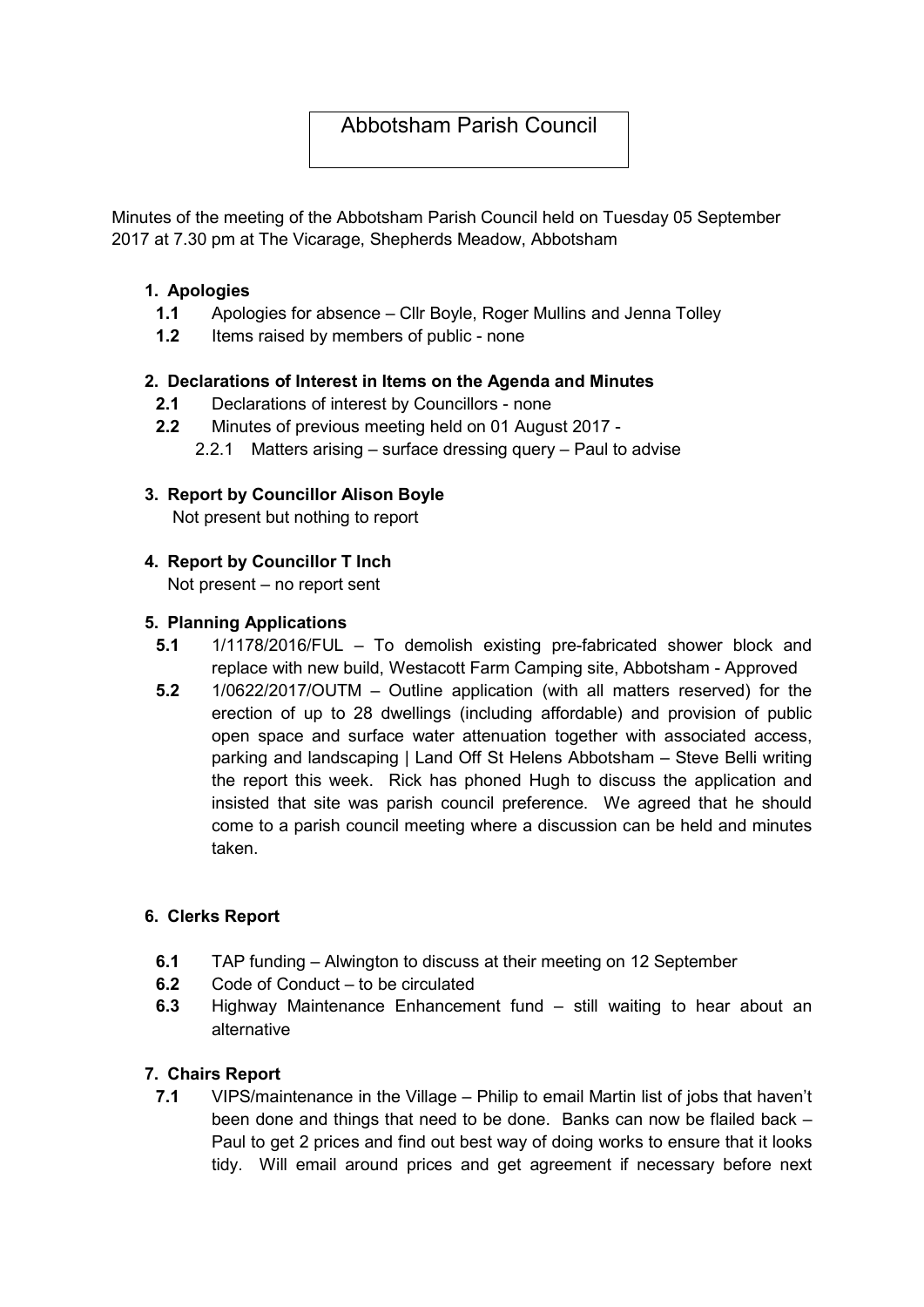# Abbotsham Parish Council

Minutes of the meeting of the Abbotsham Parish Council held on Tuesday 05 September 2017 at 7.30 pm at The Vicarage, Shepherds Meadow, Abbotsham

## 1. Apologies

**1.1** Apologies for absence – Cllr Boyle, Roger Mullins and Jenna Tolley

**1.2** Items raised by members of public - none

## 2. Declarations of Interest in Items on the Agenda and Minutes

**2.1** Declarations of interest by Councillors - none

**2.2** Minutes of previous meeting held on 01 August 2017 -

2.2.1 Matters arising – surface dressing query – Paul to advise

## 3. Report by Councillor Alison Boyle

Not present but nothing to report

## 4. Report by Councillor T Inch

Not present – no report sent

## 5. Planning Applications

**5.1** 1/1178/2016/FUL – To demolish existing pre-fabricated shower block and replace with new build, Westacott Farm Camping site, Abbotsham - Approved

**5.2** 1/0622/2017/OUTM – Outline application (with all matters reserved) for the erection of up to 28 dwellings (including affordable) and provision of public open space and surface water attenuation together with associated access, parking and landscaping | Land Off St Helens Abbotsham – Steve Belli writing the report this week. Rick has phoned Hugh to discuss the application and insisted that site was parish council preference. We agreed that he should come to a parish council meeting where a discussion can be held and minutes taken.

## 6. Clerks Report

**6.1** TAP funding – Alwington to discuss at their meeting on 12 September

**6.2** Code of Conduct – to be circulated

**6.3** Highway Maintenance Enhancement fund – still waiting to hear about an alternative

## 7. Chairs Report

**7.1** VIPS/maintenance in the Village – Philip to email Martin list of jobs that haven't been done and things that need to be done. Banks can now be flailed back – Paul to get 2 prices and find out best way of doing works to ensure that it looks tidy. Will email around prices and get agreement if necessary before next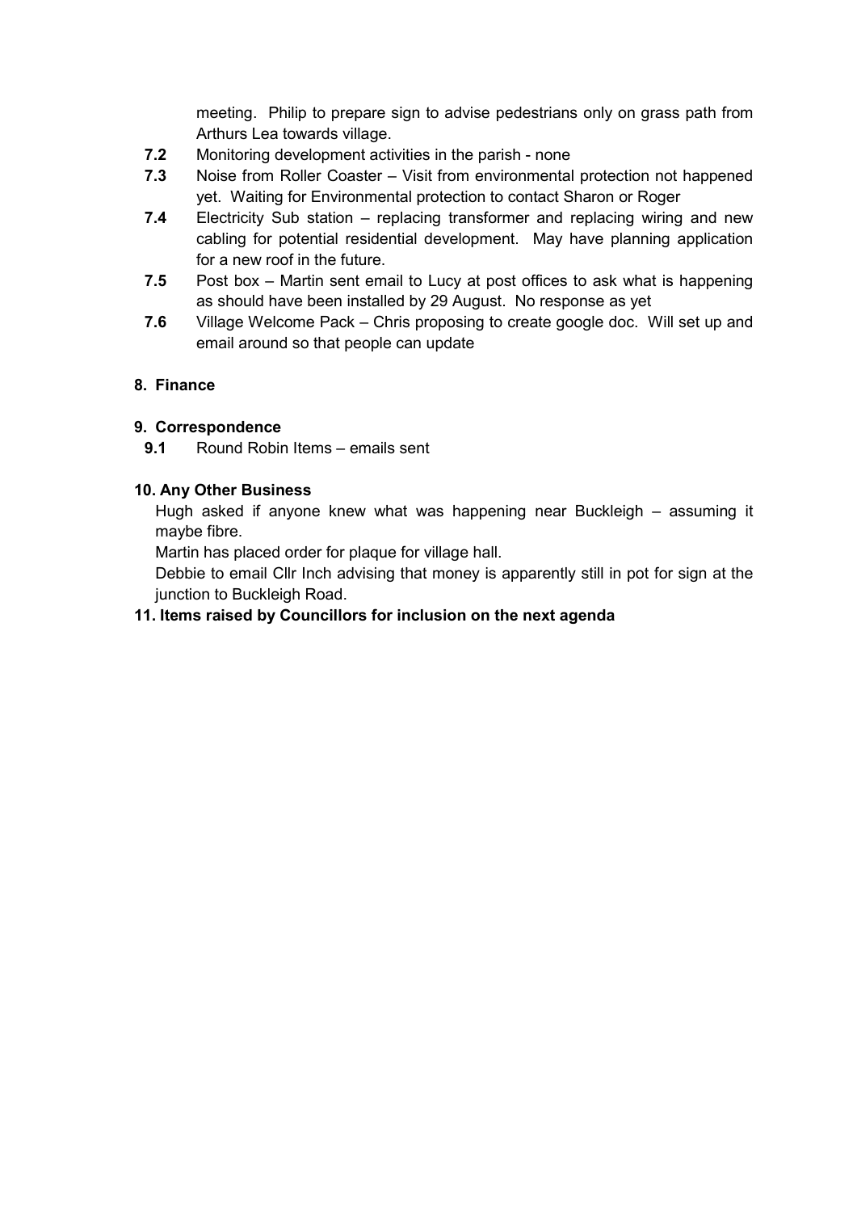meeting. Philip to prepare sign to advise pedestrians only on grass path from Arthurs Lea towards village.

**7.2** Monitoring development activities in the parish - none

**7.3** Noise from Roller Coaster – Visit from environmental protection not happened yet. Waiting for Environmental protection to contact Sharon or Roger

**7.4** Electricity Sub station – replacing transformer and replacing wiring and new cabling for potential residential development. May have planning application for a new roof in the future.

**7.5** Post box – Martin sent email to Lucy at post offices to ask what is happening as should have been installed by 29 August. No response as yet

**7.6** Village Welcome Pack – Chris proposing to create google doc. Will set up and email around so that people can update

## 8. Finance

## 9. Correspondence

**9.1** Round Robin Items – emails sent

## 10. Any Other Business

Hugh asked if anyone knew what was happening near Buckleigh – assuming it maybe fibre.

Martin has placed order for plaque for village hall.

Debbie to email Cllr Inch advising that money is apparently still in pot for sign at the junction to Buckleigh Road.

## 11. Items raised by Councillors for inclusion on the next agenda